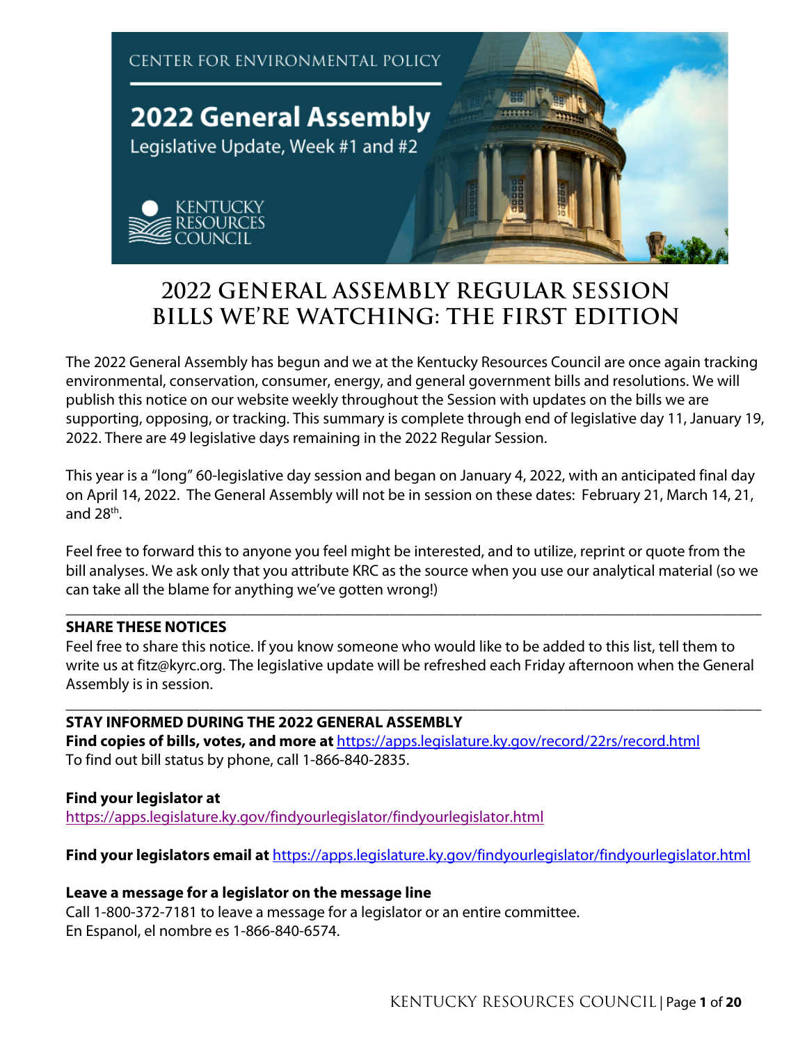CENTER FOR ENVIRONMENTAL POLICY

# 2022 General Assembly

Legislative Update, Week #1 and #2

KENTUCKY RESOURCES COUNCIL

## 2022 GENERAL ASSEMBLY REGULAR SESSION BILLS WE'RE WATCHING: THE FIRST EDITION

The 2022 General Assembly has begun and we at the Kentucky Resources Council are once again tracking environmental, conservation, consumer, energy, and general government bills and resolutions. We will publish this notice on our website weekly throughout the Session with updates on the bills we are supporting, opposing, or tracking. This summary is complete through end of legislative day 11, January 19, 2022. There are 49 legislative days remaining in the 2022 Regular Session.

This year is a "long" 60-legislative day session and began on January 4, 2022, with an anticipated final day on April 14, 2022. The General Assembly will not be in session on these dates: February 21, March 14, 21, and 28th.

Feel free to forward this to anyone you feel might be interested, and to utilize, reprint or quote from the bill analyses. We ask only that you attribute KRC as the source when you use our analytical material (so we can take all the blame for anything we've gotten wrong!)

---

**SHARE THESE NOTICES**

Feel free to share this notice. If you know someone who would like to be added to this list, tell them to write us at fitz@kyrc.org. The legislative update will be refreshed each Friday afternoon when the General Assembly is in session.

---

**STAY INFORMED DURING THE 2022 GENERAL ASSEMBLY**

**Find copies of bills, votes, and more at** https://apps.legislature.ky.gov/record/22rs/record.html

To find out bill status by phone, call 1-866-840-2835.

**Find your legislator at**

https://apps.legislature.ky.gov/findyourlegislator/findyourlegislator.html

**Find your legislators email at** https://apps.legislature.ky.gov/findyourlegislator/findyourlegislator.html

**Leave a message for a legislator on the message line**

Call 1-800-372-7181 to leave a message for a legislator or an entire committee.

En Espanol, el nombre es 1-866-840-6574.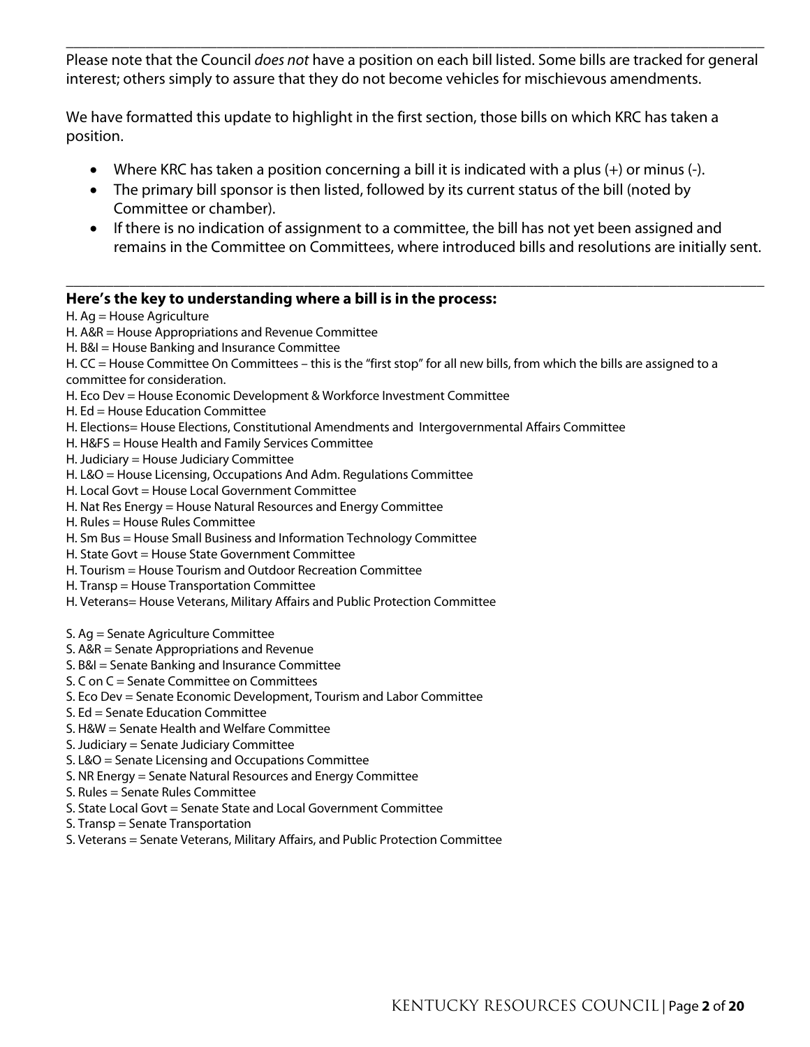Please note that the Council *does not* have a position on each bill listed. Some bills are tracked for general interest; others simply to assure that they do not become vehicles for mischievous amendments.

We have formatted this update to highlight in the first section, those bills on which KRC has taken a position.

- Where KRC has taken a position concerning a bill it is indicated with a plus (+) or minus (-).
- The primary bill sponsor is then listed, followed by its current status of the bill (noted by Committee or chamber).
- If there is no indication of assignment to a committee, the bill has not yet been assigned and remains in the Committee on Committees, where introduced bills and resolutions are initially sent.

---

**Here's the key to understanding where a bill is in the process:**

H. Ag = House Agriculture
H. A&R = House Appropriations and Revenue Committee
H. B&I = House Banking and Insurance Committee
H. CC = House Committee On Committees – this is the "first stop" for all new bills, from which the bills are assigned to a committee for consideration.
H. Eco Dev = House Economic Development & Workforce Investment Committee
H. Ed = House Education Committee
H. Elections= House Elections, Constitutional Amendments and Intergovernmental Affairs Committee
H. H&FS = House Health and Family Services Committee
H. Judiciary = House Judiciary Committee
H. L&O = House Licensing, Occupations And Adm. Regulations Committee
H. Local Govt = House Local Government Committee
H. Nat Res Energy = House Natural Resources and Energy Committee
H. Rules = House Rules Committee
H. Sm Bus = House Small Business and Information Technology Committee
H. State Govt = House State Government Committee
H. Tourism = House Tourism and Outdoor Recreation Committee
H. Transp = House Transportation Committee
H. Veterans= House Veterans, Military Affairs and Public Protection Committee

S. Ag = Senate Agriculture Committee
S. A&R = Senate Appropriations and Revenue
S. B&I = Senate Banking and Insurance Committee
S. C on C = Senate Committee on Committees
S. Eco Dev = Senate Economic Development, Tourism and Labor Committee
S. Ed = Senate Education Committee
S. H&W = Senate Health and Welfare Committee
S. Judiciary = Senate Judiciary Committee
S. L&O = Senate Licensing and Occupations Committee
S. NR Energy = Senate Natural Resources and Energy Committee
S. Rules = Senate Rules Committee
S. State Local Govt = Senate State and Local Government Committee
S. Transp = Senate Transportation
S. Veterans = Senate Veterans, Military Affairs, and Public Protection Committee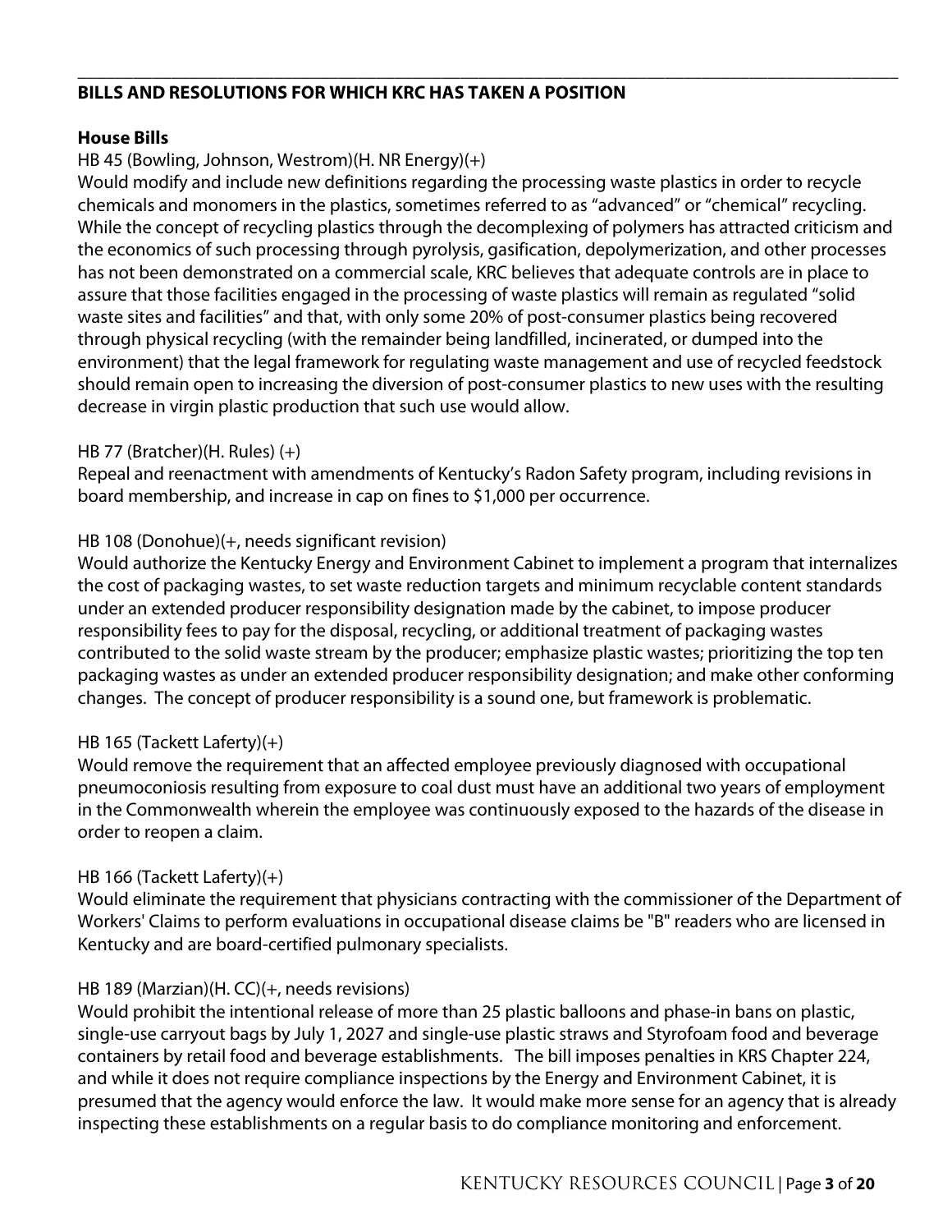## BILLS AND RESOLUTIONS FOR WHICH KRC HAS TAKEN A POSITION

### House Bills

HB 45 (Bowling, Johnson, Westrom)(H. NR Energy)(+)

Would modify and include new definitions regarding the processing waste plastics in order to recycle chemicals and monomers in the plastics, sometimes referred to as "advanced" or "chemical" recycling. While the concept of recycling plastics through the decomplexing of polymers has attracted criticism and the economics of such processing through pyrolysis, gasification, depolymerization, and other processes has not been demonstrated on a commercial scale, KRC believes that adequate controls are in place to assure that those facilities engaged in the processing of waste plastics will remain as regulated "solid waste sites and facilities" and that, with only some 20% of post-consumer plastics being recovered through physical recycling (with the remainder being landfilled, incinerated, or dumped into the environment) that the legal framework for regulating waste management and use of recycled feedstock should remain open to increasing the diversion of post-consumer plastics to new uses with the resulting decrease in virgin plastic production that such use would allow.

HB 77 (Bratcher)(H. Rules) (+)

Repeal and reenactment with amendments of Kentucky's Radon Safety program, including revisions in board membership, and increase in cap on fines to $1,000 per occurrence.

HB 108 (Donohue)(+, needs significant revision)

Would authorize the Kentucky Energy and Environment Cabinet to implement a program that internalizes the cost of packaging wastes, to set waste reduction targets and minimum recyclable content standards under an extended producer responsibility designation made by the cabinet, to impose producer responsibility fees to pay for the disposal, recycling, or additional treatment of packaging wastes contributed to the solid waste stream by the producer; emphasize plastic wastes; prioritizing the top ten packaging wastes as under an extended producer responsibility designation; and make other conforming changes. The concept of producer responsibility is a sound one, but framework is problematic.

HB 165 (Tackett Laferty)(+)

Would remove the requirement that an affected employee previously diagnosed with occupational pneumoconiosis resulting from exposure to coal dust must have an additional two years of employment in the Commonwealth wherein the employee was continuously exposed to the hazards of the disease in order to reopen a claim.

HB 166 (Tackett Laferty)(+)

Would eliminate the requirement that physicians contracting with the commissioner of the Department of Workers' Claims to perform evaluations in occupational disease claims be "B" readers who are licensed in Kentucky and are board-certified pulmonary specialists.

HB 189 (Marzian)(H. CC)(+, needs revisions)

Would prohibit the intentional release of more than 25 plastic balloons and phase-in bans on plastic, single-use carryout bags by July 1, 2027 and single-use plastic straws and Styrofoam food and beverage containers by retail food and beverage establishments. The bill imposes penalties in KRS Chapter 224, and while it does not require compliance inspections by the Energy and Environment Cabinet, it is presumed that the agency would enforce the law. It would make more sense for an agency that is already inspecting these establishments on a regular basis to do compliance monitoring and enforcement.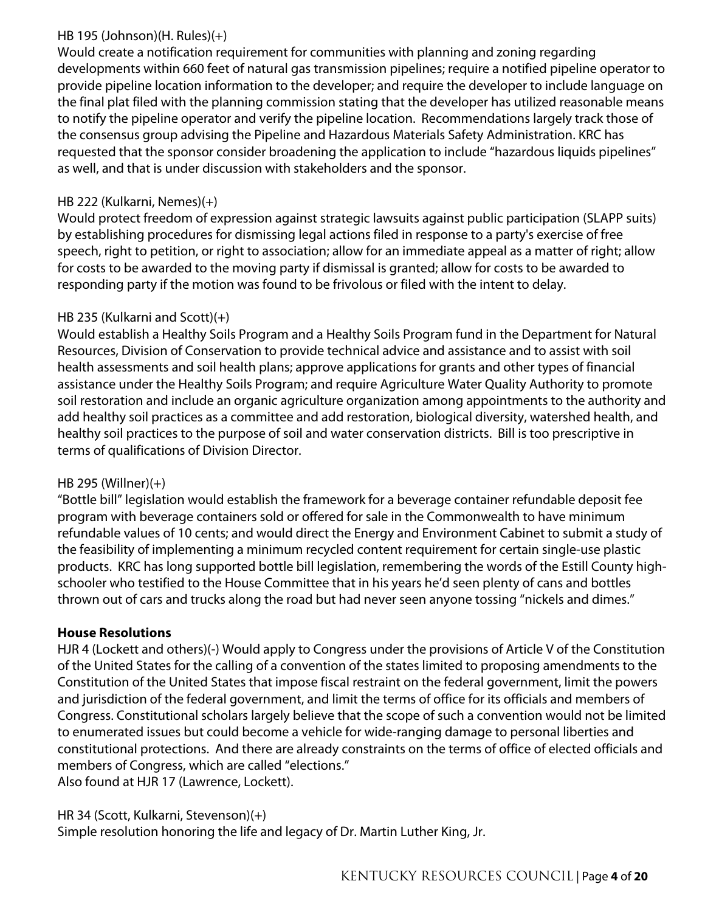HB 195 (Johnson)(H. Rules)(+)
Would create a notification requirement for communities with planning and zoning regarding developments within 660 feet of natural gas transmission pipelines; require a notified pipeline operator to provide pipeline location information to the developer; and require the developer to include language on the final plat filed with the planning commission stating that the developer has utilized reasonable means to notify the pipeline operator and verify the pipeline location. Recommendations largely track those of the consensus group advising the Pipeline and Hazardous Materials Safety Administration. KRC has requested that the sponsor consider broadening the application to include "hazardous liquids pipelines" as well, and that is under discussion with stakeholders and the sponsor.

HB 222 (Kulkarni, Nemes)(+)
Would protect freedom of expression against strategic lawsuits against public participation (SLAPP suits) by establishing procedures for dismissing legal actions filed in response to a party's exercise of free speech, right to petition, or right to association; allow for an immediate appeal as a matter of right; allow for costs to be awarded to the moving party if dismissal is granted; allow for costs to be awarded to responding party if the motion was found to be frivolous or filed with the intent to delay.

HB 235 (Kulkarni and Scott)(+)
Would establish a Healthy Soils Program and a Healthy Soils Program fund in the Department for Natural Resources, Division of Conservation to provide technical advice and assistance and to assist with soil health assessments and soil health plans; approve applications for grants and other types of financial assistance under the Healthy Soils Program; and require Agriculture Water Quality Authority to promote soil restoration and include an organic agriculture organization among appointments to the authority and add healthy soil practices as a committee and add restoration, biological diversity, watershed health, and healthy soil practices to the purpose of soil and water conservation districts. Bill is too prescriptive in terms of qualifications of Division Director.

HB 295 (Willner)(+)
"Bottle bill" legislation would establish the framework for a beverage container refundable deposit fee program with beverage containers sold or offered for sale in the Commonwealth to have minimum refundable values of 10 cents; and would direct the Energy and Environment Cabinet to submit a study of the feasibility of implementing a minimum recycled content requirement for certain single-use plastic products. KRC has long supported bottle bill legislation, remembering the words of the Estill County high-schooler who testified to the House Committee that in his years he'd seen plenty of cans and bottles thrown out of cars and trucks along the road but had never seen anyone tossing "nickels and dimes."

**House Resolutions**

HJR 4 (Lockett and others)(-) Would apply to Congress under the provisions of Article V of the Constitution of the United States for the calling of a convention of the states limited to proposing amendments to the Constitution of the United States that impose fiscal restraint on the federal government, limit the powers and jurisdiction of the federal government, and limit the terms of office for its officials and members of Congress. Constitutional scholars largely believe that the scope of such a convention would not be limited to enumerated issues but could become a vehicle for wide-ranging damage to personal liberties and constitutional protections. And there are already constraints on the terms of office of elected officials and members of Congress, which are called "elections."
Also found at HJR 17 (Lawrence, Lockett).

HR 34 (Scott, Kulkarni, Stevenson)(+)
Simple resolution honoring the life and legacy of Dr. Martin Luther King, Jr.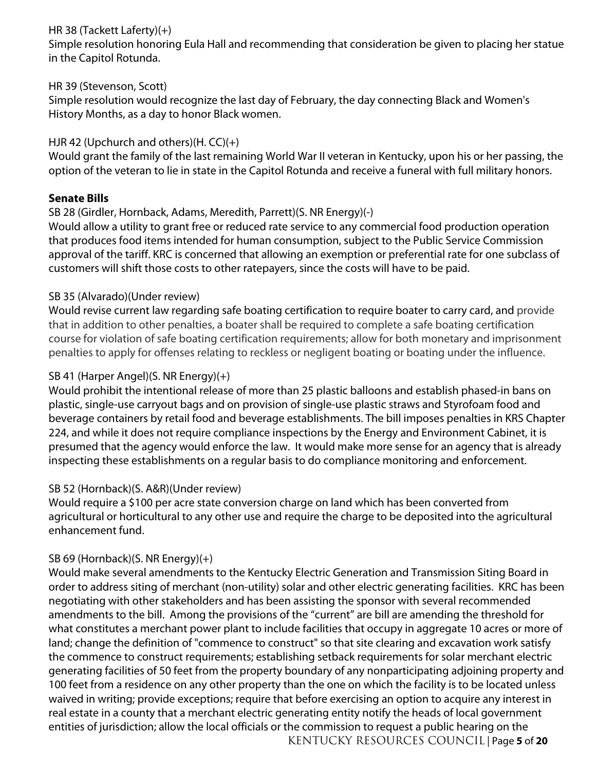HR 38 (Tackett Laferty)(+)
Simple resolution honoring Eula Hall and recommending that consideration be given to placing her statue in the Capitol Rotunda.

HR 39 (Stevenson, Scott)
Simple resolution would recognize the last day of February, the day connecting Black and Women's History Months, as a day to honor Black women.

HJR 42 (Upchurch and others)(H. CC)(+)
Would grant the family of the last remaining World War II veteran in Kentucky, upon his or her passing, the option of the veteran to lie in state in the Capitol Rotunda and receive a funeral with full military honors.

**Senate Bills**

SB 28 (Girdler, Hornback, Adams, Meredith, Parrett)(S. NR Energy)(-)
Would allow a utility to grant free or reduced rate service to any commercial food production operation that produces food items intended for human consumption, subject to the Public Service Commission approval of the tariff. KRC is concerned that allowing an exemption or preferential rate for one subclass of customers will shift those costs to other ratepayers, since the costs will have to be paid.

SB 35 (Alvarado)(Under review)
Would revise current law regarding safe boating certification to require boater to carry card, and provide that in addition to other penalties, a boater shall be required to complete a safe boating certification course for violation of safe boating certification requirements; allow for both monetary and imprisonment penalties to apply for offenses relating to reckless or negligent boating or boating under the influence.

SB 41 (Harper Angel)(S. NR Energy)(+)
Would prohibit the intentional release of more than 25 plastic balloons and establish phased-in bans on plastic, single-use carryout bags and on provision of single-use plastic straws and Styrofoam food and beverage containers by retail food and beverage establishments. The bill imposes penalties in KRS Chapter 224, and while it does not require compliance inspections by the Energy and Environment Cabinet, it is presumed that the agency would enforce the law. It would make more sense for an agency that is already inspecting these establishments on a regular basis to do compliance monitoring and enforcement.

SB 52 (Hornback)(S. A&R)(Under review)
Would require a $100 per acre state conversion charge on land which has been converted from agricultural or horticultural to any other use and require the charge to be deposited into the agricultural enhancement fund.

SB 69 (Hornback)(S. NR Energy)(+)
Would make several amendments to the Kentucky Electric Generation and Transmission Siting Board in order to address siting of merchant (non-utility) solar and other electric generating facilities. KRC has been negotiating with other stakeholders and has been assisting the sponsor with several recommended amendments to the bill. Among the provisions of the "current" are bill are amending the threshold for what constitutes a merchant power plant to include facilities that occupy in aggregate 10 acres or more of land; change the definition of "commence to construct" so that site clearing and excavation work satisfy the commence to construct requirements; establishing setback requirements for solar merchant electric generating facilities of 50 feet from the property boundary of any nonparticipating adjoining property and 100 feet from a residence on any other property than the one on which the facility is to be located unless waived in writing; provide exceptions; require that before exercising an option to acquire any interest in real estate in a county that a merchant electric generating entity notify the heads of local government entities of jurisdiction; allow the local officials or the commission to request a public hearing on the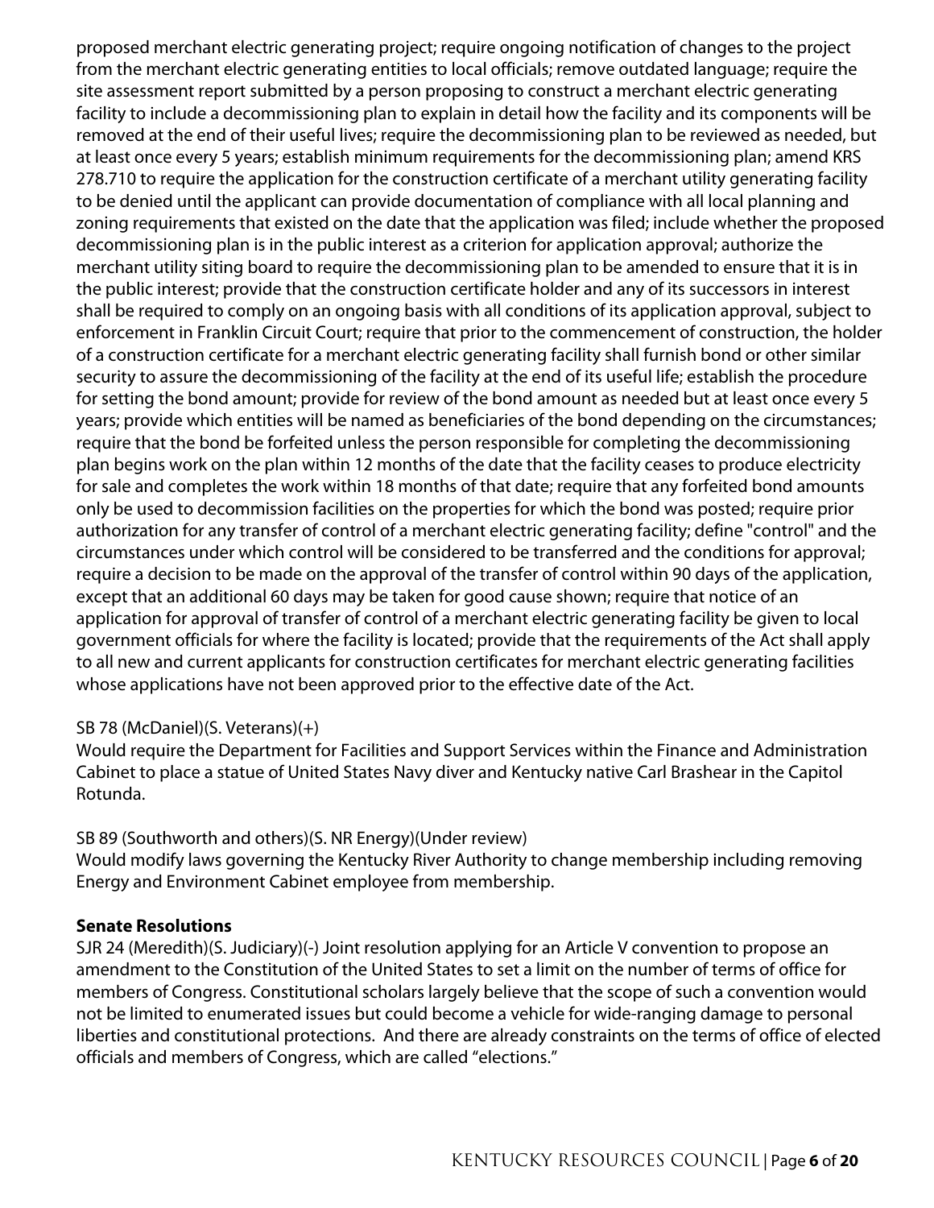proposed merchant electric generating project; require ongoing notification of changes to the project from the merchant electric generating entities to local officials; remove outdated language; require the site assessment report submitted by a person proposing to construct a merchant electric generating facility to include a decommissioning plan to explain in detail how the facility and its components will be removed at the end of their useful lives; require the decommissioning plan to be reviewed as needed, but at least once every 5 years; establish minimum requirements for the decommissioning plan; amend KRS 278.710 to require the application for the construction certificate of a merchant utility generating facility to be denied until the applicant can provide documentation of compliance with all local planning and zoning requirements that existed on the date that the application was filed; include whether the proposed decommissioning plan is in the public interest as a criterion for application approval; authorize the merchant utility siting board to require the decommissioning plan to be amended to ensure that it is in the public interest; provide that the construction certificate holder and any of its successors in interest shall be required to comply on an ongoing basis with all conditions of its application approval, subject to enforcement in Franklin Circuit Court; require that prior to the commencement of construction, the holder of a construction certificate for a merchant electric generating facility shall furnish bond or other similar security to assure the decommissioning of the facility at the end of its useful life; establish the procedure for setting the bond amount; provide for review of the bond amount as needed but at least once every 5 years; provide which entities will be named as beneficiaries of the bond depending on the circumstances; require that the bond be forfeited unless the person responsible for completing the decommissioning plan begins work on the plan within 12 months of the date that the facility ceases to produce electricity for sale and completes the work within 18 months of that date; require that any forfeited bond amounts only be used to decommission facilities on the properties for which the bond was posted; require prior authorization for any transfer of control of a merchant electric generating facility; define "control" and the circumstances under which control will be considered to be transferred and the conditions for approval; require a decision to be made on the approval of the transfer of control within 90 days of the application, except that an additional 60 days may be taken for good cause shown; require that notice of an application for approval of transfer of control of a merchant electric generating facility be given to local government officials for where the facility is located; provide that the requirements of the Act shall apply to all new and current applicants for construction certificates for merchant electric generating facilities whose applications have not been approved prior to the effective date of the Act.

SB 78 (McDaniel)(S. Veterans)(+)
Would require the Department for Facilities and Support Services within the Finance and Administration Cabinet to place a statue of United States Navy diver and Kentucky native Carl Brashear in the Capitol Rotunda.

SB 89 (Southworth and others)(S. NR Energy)(Under review)
Would modify laws governing the Kentucky River Authority to change membership including removing Energy and Environment Cabinet employee from membership.

**Senate Resolutions**

SJR 24 (Meredith)(S. Judiciary)(-) Joint resolution applying for an Article V convention to propose an amendment to the Constitution of the United States to set a limit on the number of terms of office for members of Congress. Constitutional scholars largely believe that the scope of such a convention would not be limited to enumerated issues but could become a vehicle for wide-ranging damage to personal liberties and constitutional protections. And there are already constraints on the terms of office of elected officials and members of Congress, which are called "elections."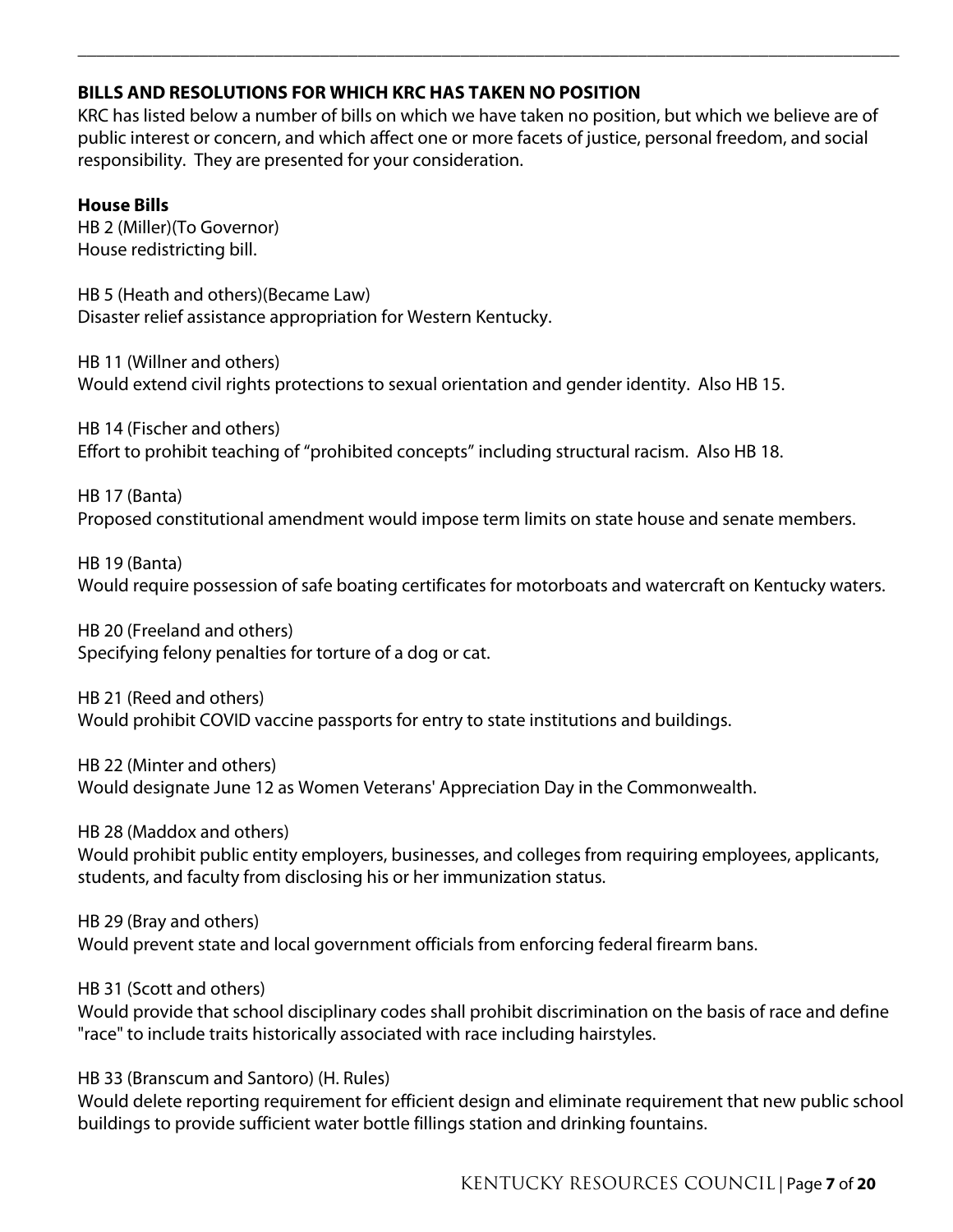## BILLS AND RESOLUTIONS FOR WHICH KRC HAS TAKEN NO POSITION

KRC has listed below a number of bills on which we have taken no position, but which we believe are of public interest or concern, and which affect one or more facets of justice, personal freedom, and social responsibility. They are presented for your consideration.

### House Bills

HB 2 (Miller)(To Governor)
House redistricting bill.

HB 5 (Heath and others)(Became Law)
Disaster relief assistance appropriation for Western Kentucky.

HB 11 (Willner and others)
Would extend civil rights protections to sexual orientation and gender identity. Also HB 15.

HB 14 (Fischer and others)
Effort to prohibit teaching of "prohibited concepts" including structural racism. Also HB 18.

HB 17 (Banta)
Proposed constitutional amendment would impose term limits on state house and senate members.

HB 19 (Banta)
Would require possession of safe boating certificates for motorboats and watercraft on Kentucky waters.

HB 20 (Freeland and others)
Specifying felony penalties for torture of a dog or cat.

HB 21 (Reed and others)
Would prohibit COVID vaccine passports for entry to state institutions and buildings.

HB 22 (Minter and others)
Would designate June 12 as Women Veterans' Appreciation Day in the Commonwealth.

HB 28 (Maddox and others)
Would prohibit public entity employers, businesses, and colleges from requiring employees, applicants, students, and faculty from disclosing his or her immunization status.

HB 29 (Bray and others)
Would prevent state and local government officials from enforcing federal firearm bans.

HB 31 (Scott and others)
Would provide that school disciplinary codes shall prohibit discrimination on the basis of race and define "race" to include traits historically associated with race including hairstyles.

HB 33 (Branscum and Santoro) (H. Rules)
Would delete reporting requirement for efficient design and eliminate requirement that new public school buildings to provide sufficient water bottle fillings station and drinking fountains.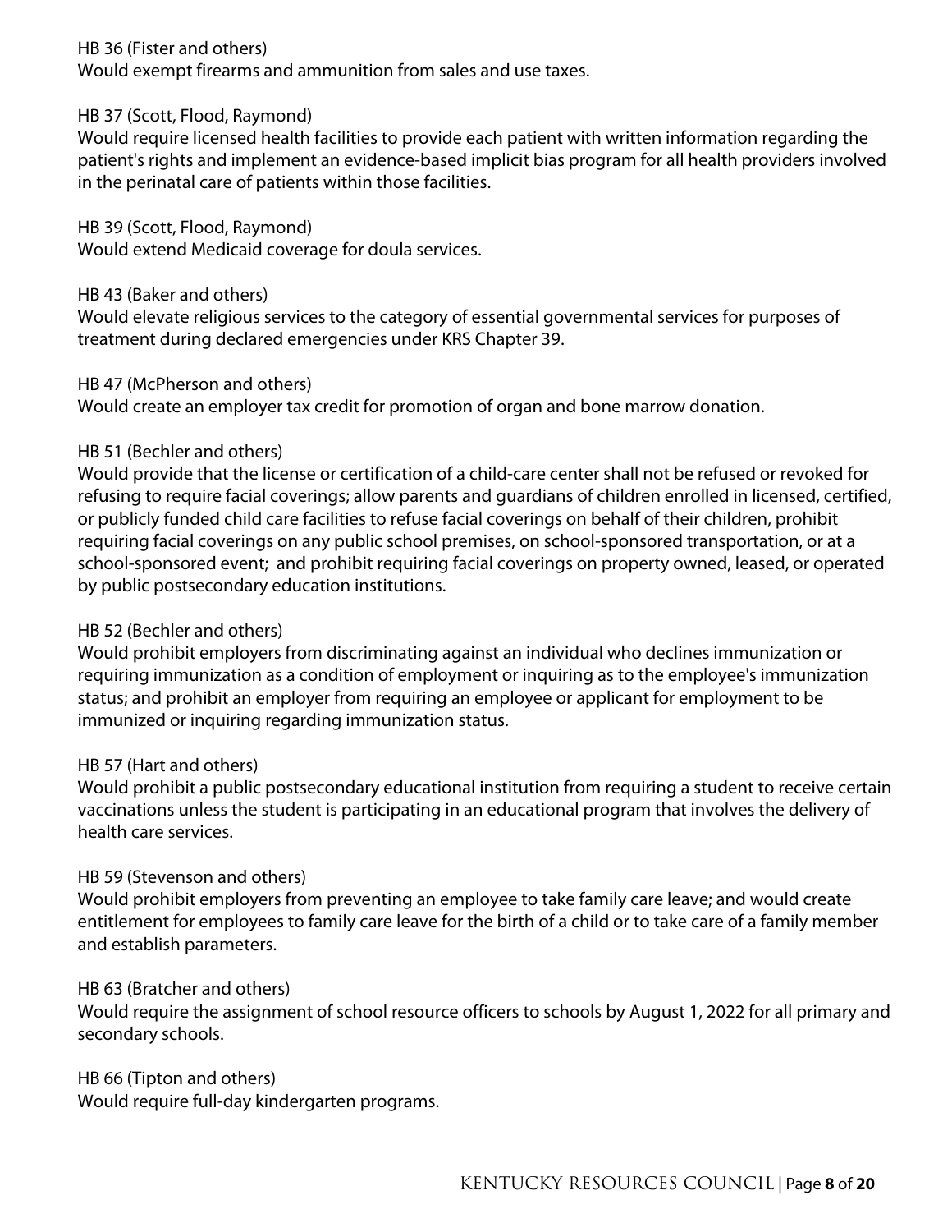HB 36 (Fister and others)
Would exempt firearms and ammunition from sales and use taxes.

HB 37 (Scott, Flood, Raymond)
Would require licensed health facilities to provide each patient with written information regarding the patient's rights and implement an evidence-based implicit bias program for all health providers involved in the perinatal care of patients within those facilities.

HB 39 (Scott, Flood, Raymond)
Would extend Medicaid coverage for doula services.

HB 43 (Baker and others)
Would elevate religious services to the category of essential governmental services for purposes of treatment during declared emergencies under KRS Chapter 39.

HB 47 (McPherson and others)
Would create an employer tax credit for promotion of organ and bone marrow donation.

HB 51 (Bechler and others)
Would provide that the license or certification of a child-care center shall not be refused or revoked for refusing to require facial coverings; allow parents and guardians of children enrolled in licensed, certified, or publicly funded child care facilities to refuse facial coverings on behalf of their children, prohibit requiring facial coverings on any public school premises, on school-sponsored transportation, or at a school-sponsored event; and prohibit requiring facial coverings on property owned, leased, or operated by public postsecondary education institutions.

HB 52 (Bechler and others)
Would prohibit employers from discriminating against an individual who declines immunization or requiring immunization as a condition of employment or inquiring as to the employee's immunization status; and prohibit an employer from requiring an employee or applicant for employment to be immunized or inquiring regarding immunization status.

HB 57 (Hart and others)
Would prohibit a public postsecondary educational institution from requiring a student to receive certain vaccinations unless the student is participating in an educational program that involves the delivery of health care services.

HB 59 (Stevenson and others)
Would prohibit employers from preventing an employee to take family care leave; and would create entitlement for employees to family care leave for the birth of a child or to take care of a family member and establish parameters.

HB 63 (Bratcher and others)
Would require the assignment of school resource officers to schools by August 1, 2022 for all primary and secondary schools.

HB 66 (Tipton and others)
Would require full-day kindergarten programs.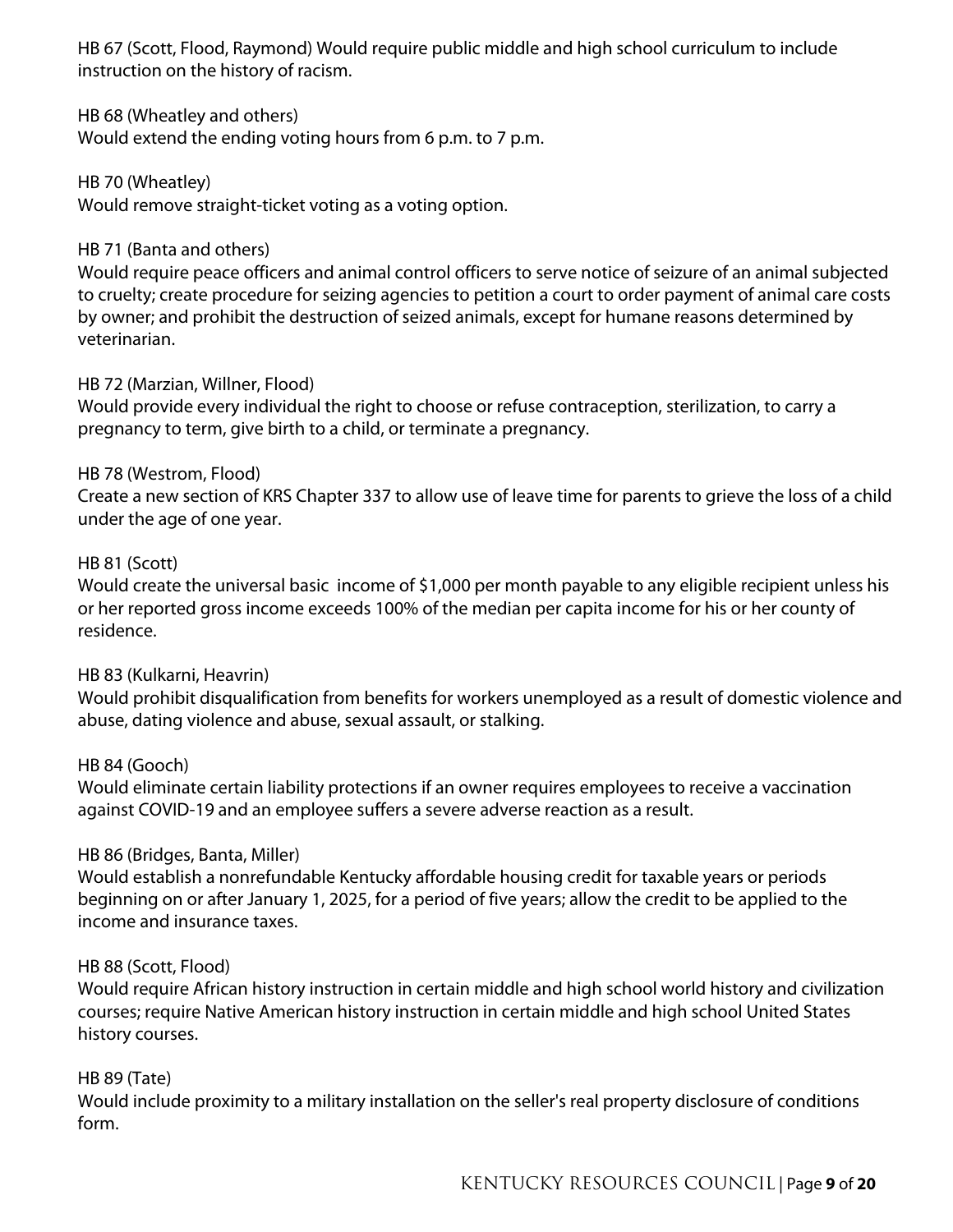HB 67 (Scott, Flood, Raymond) Would require public middle and high school curriculum to include instruction on the history of racism.

HB 68 (Wheatley and others)
Would extend the ending voting hours from 6 p.m. to 7 p.m.

HB 70 (Wheatley)
Would remove straight-ticket voting as a voting option.

HB 71 (Banta and others)
Would require peace officers and animal control officers to serve notice of seizure of an animal subjected to cruelty; create procedure for seizing agencies to petition a court to order payment of animal care costs by owner; and prohibit the destruction of seized animals, except for humane reasons determined by veterinarian.

HB 72 (Marzian, Willner, Flood)
Would provide every individual the right to choose or refuse contraception, sterilization, to carry a pregnancy to term, give birth to a child, or terminate a pregnancy.

HB 78 (Westrom, Flood)
Create a new section of KRS Chapter 337 to allow use of leave time for parents to grieve the loss of a child under the age of one year.

HB 81 (Scott)
Would create the universal basic income of $1,000 per month payable to any eligible recipient unless his or her reported gross income exceeds 100% of the median per capita income for his or her county of residence.

HB 83 (Kulkarni, Heavrin)
Would prohibit disqualification from benefits for workers unemployed as a result of domestic violence and abuse, dating violence and abuse, sexual assault, or stalking.

HB 84 (Gooch)
Would eliminate certain liability protections if an owner requires employees to receive a vaccination against COVID-19 and an employee suffers a severe adverse reaction as a result.

HB 86 (Bridges, Banta, Miller)
Would establish a nonrefundable Kentucky affordable housing credit for taxable years or periods beginning on or after January 1, 2025, for a period of five years; allow the credit to be applied to the income and insurance taxes.

HB 88 (Scott, Flood)
Would require African history instruction in certain middle and high school world history and civilization courses; require Native American history instruction in certain middle and high school United States history courses.

HB 89 (Tate)
Would include proximity to a military installation on the seller's real property disclosure of conditions form.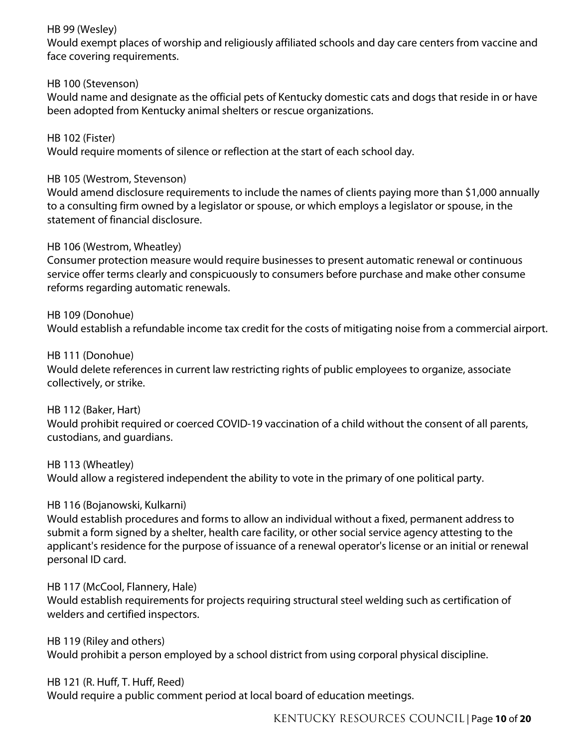HB 99 (Wesley)
Would exempt places of worship and religiously affiliated schools and day care centers from vaccine and face covering requirements.

HB 100 (Stevenson)
Would name and designate as the official pets of Kentucky domestic cats and dogs that reside in or have been adopted from Kentucky animal shelters or rescue organizations.

HB 102 (Fister)
Would require moments of silence or reflection at the start of each school day.

HB 105 (Westrom, Stevenson)
Would amend disclosure requirements to include the names of clients paying more than $1,000 annually to a consulting firm owned by a legislator or spouse, or which employs a legislator or spouse, in the statement of financial disclosure.

HB 106 (Westrom, Wheatley)
Consumer protection measure would require businesses to present automatic renewal or continuous service offer terms clearly and conspicuously to consumers before purchase and make other consume reforms regarding automatic renewals.

HB 109 (Donohue)
Would establish a refundable income tax credit for the costs of mitigating noise from a commercial airport.

HB 111 (Donohue)
Would delete references in current law restricting rights of public employees to organize, associate collectively, or strike.

HB 112 (Baker, Hart)
Would prohibit required or coerced COVID-19 vaccination of a child without the consent of all parents, custodians, and guardians.

HB 113 (Wheatley)
Would allow a registered independent the ability to vote in the primary of one political party.

HB 116 (Bojanowski, Kulkarni)
Would establish procedures and forms to allow an individual without a fixed, permanent address to submit a form signed by a shelter, health care facility, or other social service agency attesting to the applicant's residence for the purpose of issuance of a renewal operator's license or an initial or renewal personal ID card.

HB 117 (McCool, Flannery, Hale)
Would establish requirements for projects requiring structural steel welding such as certification of welders and certified inspectors.

HB 119 (Riley and others)
Would prohibit a person employed by a school district from using corporal physical discipline.

HB 121 (R. Huff, T. Huff, Reed)
Would require a public comment period at local board of education meetings.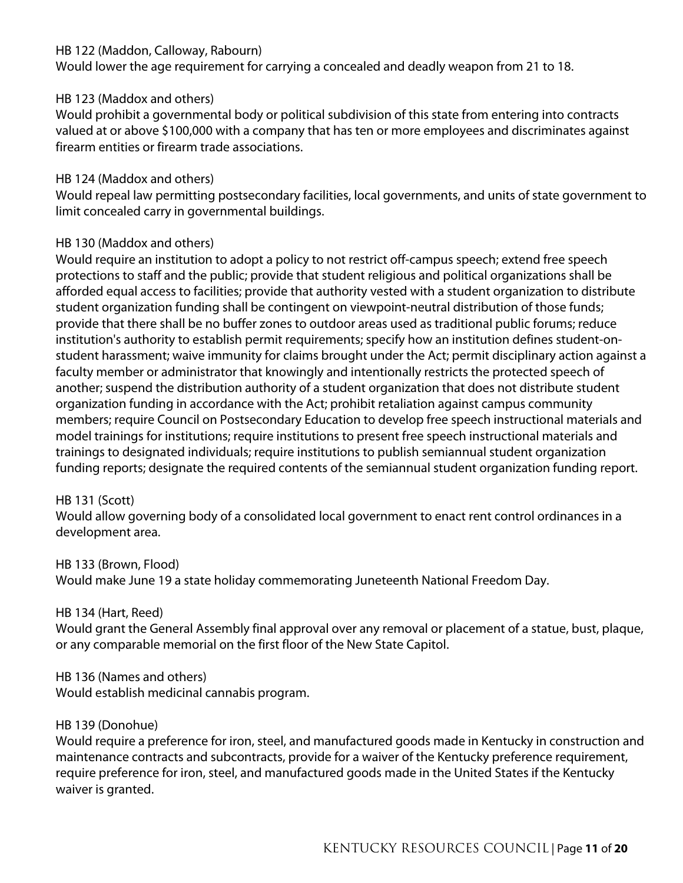HB 122 (Maddon, Calloway, Rabourn)
Would lower the age requirement for carrying a concealed and deadly weapon from 21 to 18.

HB 123 (Maddox and others)
Would prohibit a governmental body or political subdivision of this state from entering into contracts valued at or above $100,000 with a company that has ten or more employees and discriminates against firearm entities or firearm trade associations.

HB 124 (Maddox and others)
Would repeal law permitting postsecondary facilities, local governments, and units of state government to limit concealed carry in governmental buildings.

HB 130 (Maddox and others)
Would require an institution to adopt a policy to not restrict off-campus speech; extend free speech protections to staff and the public; provide that student religious and political organizations shall be afforded equal access to facilities; provide that authority vested with a student organization to distribute student organization funding shall be contingent on viewpoint-neutral distribution of those funds; provide that there shall be no buffer zones to outdoor areas used as traditional public forums; reduce institution's authority to establish permit requirements; specify how an institution defines student-on-student harassment; waive immunity for claims brought under the Act; permit disciplinary action against a faculty member or administrator that knowingly and intentionally restricts the protected speech of another; suspend the distribution authority of a student organization that does not distribute student organization funding in accordance with the Act; prohibit retaliation against campus community members; require Council on Postsecondary Education to develop free speech instructional materials and model trainings for institutions; require institutions to present free speech instructional materials and trainings to designated individuals; require institutions to publish semiannual student organization funding reports; designate the required contents of the semiannual student organization funding report.

HB 131 (Scott)
Would allow governing body of a consolidated local government to enact rent control ordinances in a development area.

HB 133 (Brown, Flood)
Would make June 19 a state holiday commemorating Juneteenth National Freedom Day.

HB 134 (Hart, Reed)
Would grant the General Assembly final approval over any removal or placement of a statue, bust, plaque, or any comparable memorial on the first floor of the New State Capitol.

HB 136 (Names and others)
Would establish medicinal cannabis program.

HB 139 (Donohue)
Would require a preference for iron, steel, and manufactured goods made in Kentucky in construction and maintenance contracts and subcontracts, provide for a waiver of the Kentucky preference requirement, require preference for iron, steel, and manufactured goods made in the United States if the Kentucky waiver is granted.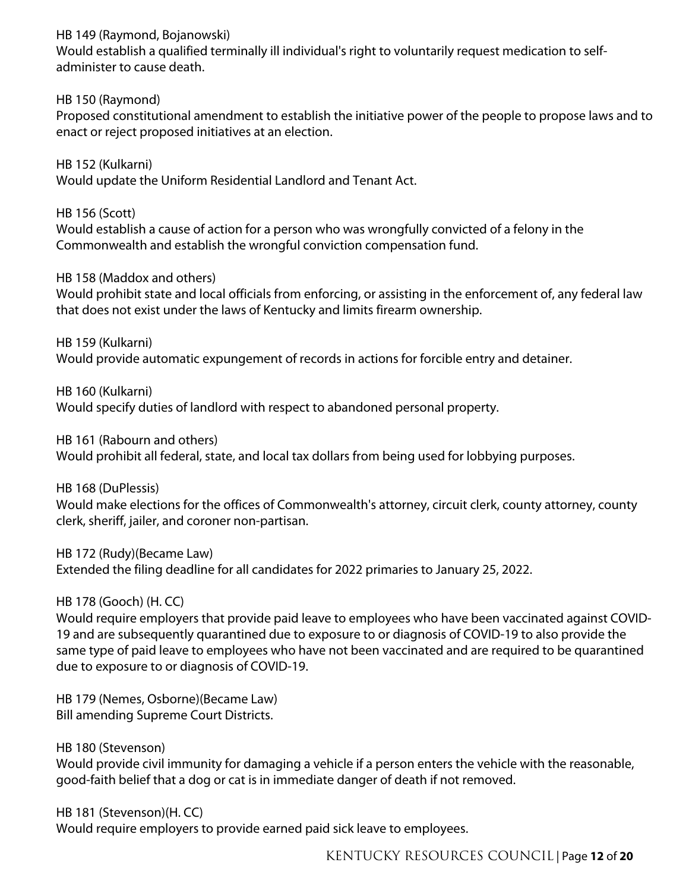HB 149 (Raymond, Bojanowski)
Would establish a qualified terminally ill individual's right to voluntarily request medication to self-administer to cause death.

HB 150 (Raymond)
Proposed constitutional amendment to establish the initiative power of the people to propose laws and to enact or reject proposed initiatives at an election.

HB 152 (Kulkarni)
Would update the Uniform Residential Landlord and Tenant Act.

HB 156 (Scott)
Would establish a cause of action for a person who was wrongfully convicted of a felony in the Commonwealth and establish the wrongful conviction compensation fund.

HB 158 (Maddox and others)
Would prohibit state and local officials from enforcing, or assisting in the enforcement of, any federal law that does not exist under the laws of Kentucky and limits firearm ownership.

HB 159 (Kulkarni)
Would provide automatic expungement of records in actions for forcible entry and detainer.

HB 160 (Kulkarni)
Would specify duties of landlord with respect to abandoned personal property.

HB 161 (Rabourn and others)
Would prohibit all federal, state, and local tax dollars from being used for lobbying purposes.

HB 168 (DuPlessis)
Would make elections for the offices of Commonwealth's attorney, circuit clerk, county attorney, county clerk, sheriff, jailer, and coroner non-partisan.

HB 172 (Rudy)(Became Law)
Extended the filing deadline for all candidates for 2022 primaries to January 25, 2022.

HB 178 (Gooch) (H. CC)
Would require employers that provide paid leave to employees who have been vaccinated against COVID-19 and are subsequently quarantined due to exposure to or diagnosis of COVID-19 to also provide the same type of paid leave to employees who have not been vaccinated and are required to be quarantined due to exposure to or diagnosis of COVID-19.

HB 179 (Nemes, Osborne)(Became Law)
Bill amending Supreme Court Districts.

HB 180 (Stevenson)
Would provide civil immunity for damaging a vehicle if a person enters the vehicle with the reasonable, good-faith belief that a dog or cat is in immediate danger of death if not removed.

HB 181 (Stevenson)(H. CC)
Would require employers to provide earned paid sick leave to employees.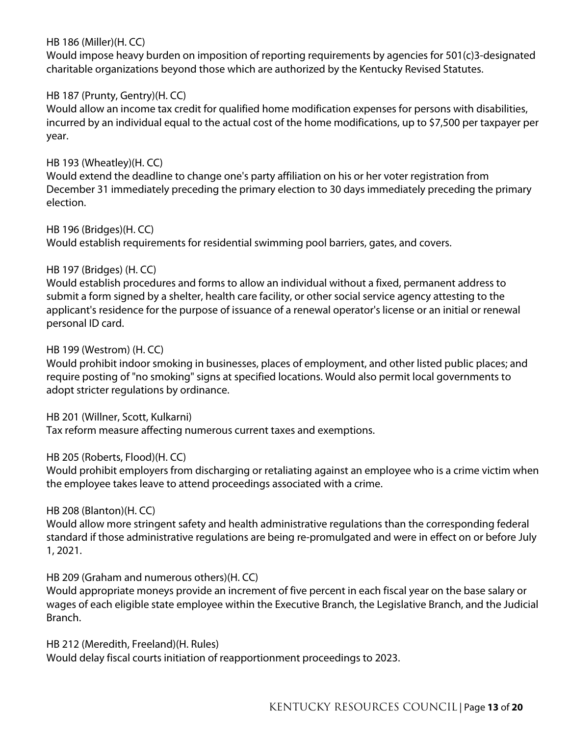HB 186 (Miller)(H. CC)
Would impose heavy burden on imposition of reporting requirements by agencies for 501(c)3-designated charitable organizations beyond those which are authorized by the Kentucky Revised Statutes.

HB 187 (Prunty, Gentry)(H. CC)
Would allow an income tax credit for qualified home modification expenses for persons with disabilities, incurred by an individual equal to the actual cost of the home modifications, up to $7,500 per taxpayer per year.

HB 193 (Wheatley)(H. CC)
Would extend the deadline to change one's party affiliation on his or her voter registration from December 31 immediately preceding the primary election to 30 days immediately preceding the primary election.

HB 196 (Bridges)(H. CC)
Would establish requirements for residential swimming pool barriers, gates, and covers.

HB 197 (Bridges) (H. CC)
Would establish procedures and forms to allow an individual without a fixed, permanent address to submit a form signed by a shelter, health care facility, or other social service agency attesting to the applicant's residence for the purpose of issuance of a renewal operator's license or an initial or renewal personal ID card.

HB 199 (Westrom) (H. CC)
Would prohibit indoor smoking in businesses, places of employment, and other listed public places; and require posting of "no smoking" signs at specified locations. Would also permit local governments to adopt stricter regulations by ordinance.

HB 201 (Willner, Scott, Kulkarni)
Tax reform measure affecting numerous current taxes and exemptions.

HB 205 (Roberts, Flood)(H. CC)
Would prohibit employers from discharging or retaliating against an employee who is a crime victim when the employee takes leave to attend proceedings associated with a crime.

HB 208 (Blanton)(H. CC)
Would allow more stringent safety and health administrative regulations than the corresponding federal standard if those administrative regulations are being re-promulgated and were in effect on or before July 1, 2021.

HB 209 (Graham and numerous others)(H. CC)
Would appropriate moneys provide an increment of five percent in each fiscal year on the base salary or wages of each eligible state employee within the Executive Branch, the Legislative Branch, and the Judicial Branch.

HB 212 (Meredith, Freeland)(H. Rules)
Would delay fiscal courts initiation of reapportionment proceedings to 2023.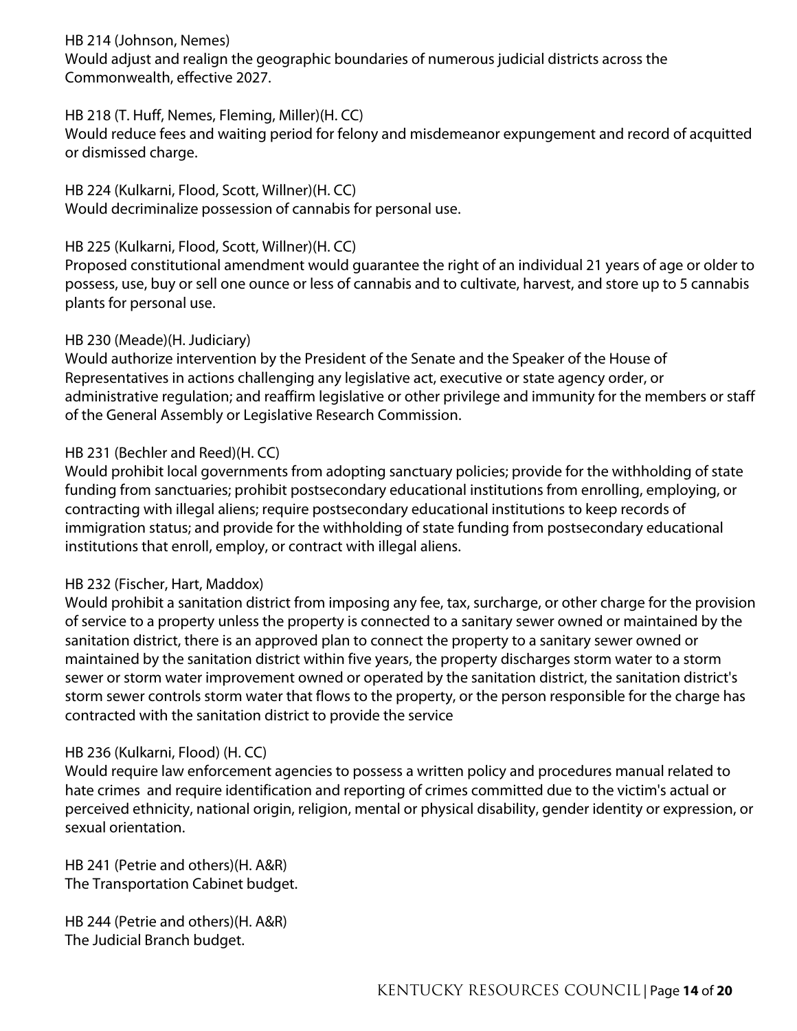HB 214 (Johnson, Nemes)
Would adjust and realign the geographic boundaries of numerous judicial districts across the Commonwealth, effective 2027.

HB 218 (T. Huff, Nemes, Fleming, Miller)(H. CC)
Would reduce fees and waiting period for felony and misdemeanor expungement and record of acquitted or dismissed charge.

HB 224 (Kulkarni, Flood, Scott, Willner)(H. CC)
Would decriminalize possession of cannabis for personal use.

HB 225 (Kulkarni, Flood, Scott, Willner)(H. CC)
Proposed constitutional amendment would guarantee the right of an individual 21 years of age or older to possess, use, buy or sell one ounce or less of cannabis and to cultivate, harvest, and store up to 5 cannabis plants for personal use.

HB 230 (Meade)(H. Judiciary)
Would authorize intervention by the President of the Senate and the Speaker of the House of Representatives in actions challenging any legislative act, executive or state agency order, or administrative regulation; and reaffirm legislative or other privilege and immunity for the members or staff of the General Assembly or Legislative Research Commission.

HB 231 (Bechler and Reed)(H. CC)
Would prohibit local governments from adopting sanctuary policies; provide for the withholding of state funding from sanctuaries; prohibit postsecondary educational institutions from enrolling, employing, or contracting with illegal aliens; require postsecondary educational institutions to keep records of immigration status; and provide for the withholding of state funding from postsecondary educational institutions that enroll, employ, or contract with illegal aliens.

HB 232 (Fischer, Hart, Maddox)
Would prohibit a sanitation district from imposing any fee, tax, surcharge, or other charge for the provision of service to a property unless the property is connected to a sanitary sewer owned or maintained by the sanitation district, there is an approved plan to connect the property to a sanitary sewer owned or maintained by the sanitation district within five years, the property discharges storm water to a storm sewer or storm water improvement owned or operated by the sanitation district, the sanitation district's storm sewer controls storm water that flows to the property, or the person responsible for the charge has contracted with the sanitation district to provide the service

HB 236 (Kulkarni, Flood) (H. CC)
Would require law enforcement agencies to possess a written policy and procedures manual related to hate crimes and require identification and reporting of crimes committed due to the victim's actual or perceived ethnicity, national origin, religion, mental or physical disability, gender identity or expression, or sexual orientation.

HB 241 (Petrie and others)(H. A&R)
The Transportation Cabinet budget.

HB 244 (Petrie and others)(H. A&R)
The Judicial Branch budget.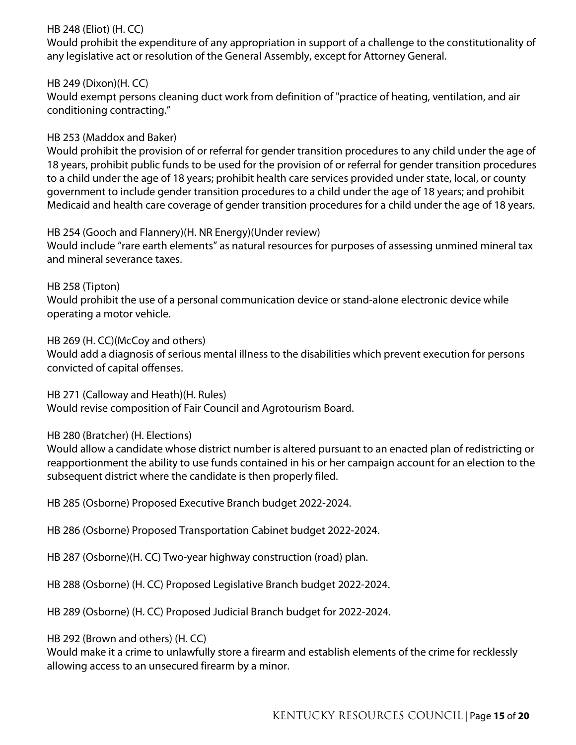HB 248 (Eliot) (H. CC)
Would prohibit the expenditure of any appropriation in support of a challenge to the constitutionality of any legislative act or resolution of the General Assembly, except for Attorney General.

HB 249 (Dixon)(H. CC)
Would exempt persons cleaning duct work from definition of "practice of heating, ventilation, and air conditioning contracting."

HB 253 (Maddox and Baker)
Would prohibit the provision of or referral for gender transition procedures to any child under the age of 18 years, prohibit public funds to be used for the provision of or referral for gender transition procedures to a child under the age of 18 years; prohibit health care services provided under state, local, or county government to include gender transition procedures to a child under the age of 18 years; and prohibit Medicaid and health care coverage of gender transition procedures for a child under the age of 18 years.

HB 254 (Gooch and Flannery)(H. NR Energy)(Under review)
Would include "rare earth elements" as natural resources for purposes of assessing unmined mineral tax and mineral severance taxes.

HB 258 (Tipton)
Would prohibit the use of a personal communication device or stand-alone electronic device while operating a motor vehicle.

HB 269 (H. CC)(McCoy and others)
Would add a diagnosis of serious mental illness to the disabilities which prevent execution for persons convicted of capital offenses.

HB 271 (Calloway and Heath)(H. Rules)
Would revise composition of Fair Council and Agrotourism Board.

HB 280 (Bratcher) (H. Elections)
Would allow a candidate whose district number is altered pursuant to an enacted plan of redistricting or reapportionment the ability to use funds contained in his or her campaign account for an election to the subsequent district where the candidate is then properly filed.

HB 285 (Osborne) Proposed Executive Branch budget 2022-2024.

HB 286 (Osborne) Proposed Transportation Cabinet budget 2022-2024.

HB 287 (Osborne)(H. CC) Two-year highway construction (road) plan.

HB 288 (Osborne) (H. CC) Proposed Legislative Branch budget 2022-2024.

HB 289 (Osborne) (H. CC) Proposed Judicial Branch budget for 2022-2024.

HB 292 (Brown and others) (H. CC)
Would make it a crime to unlawfully store a firearm and establish elements of the crime for recklessly allowing access to an unsecured firearm by a minor.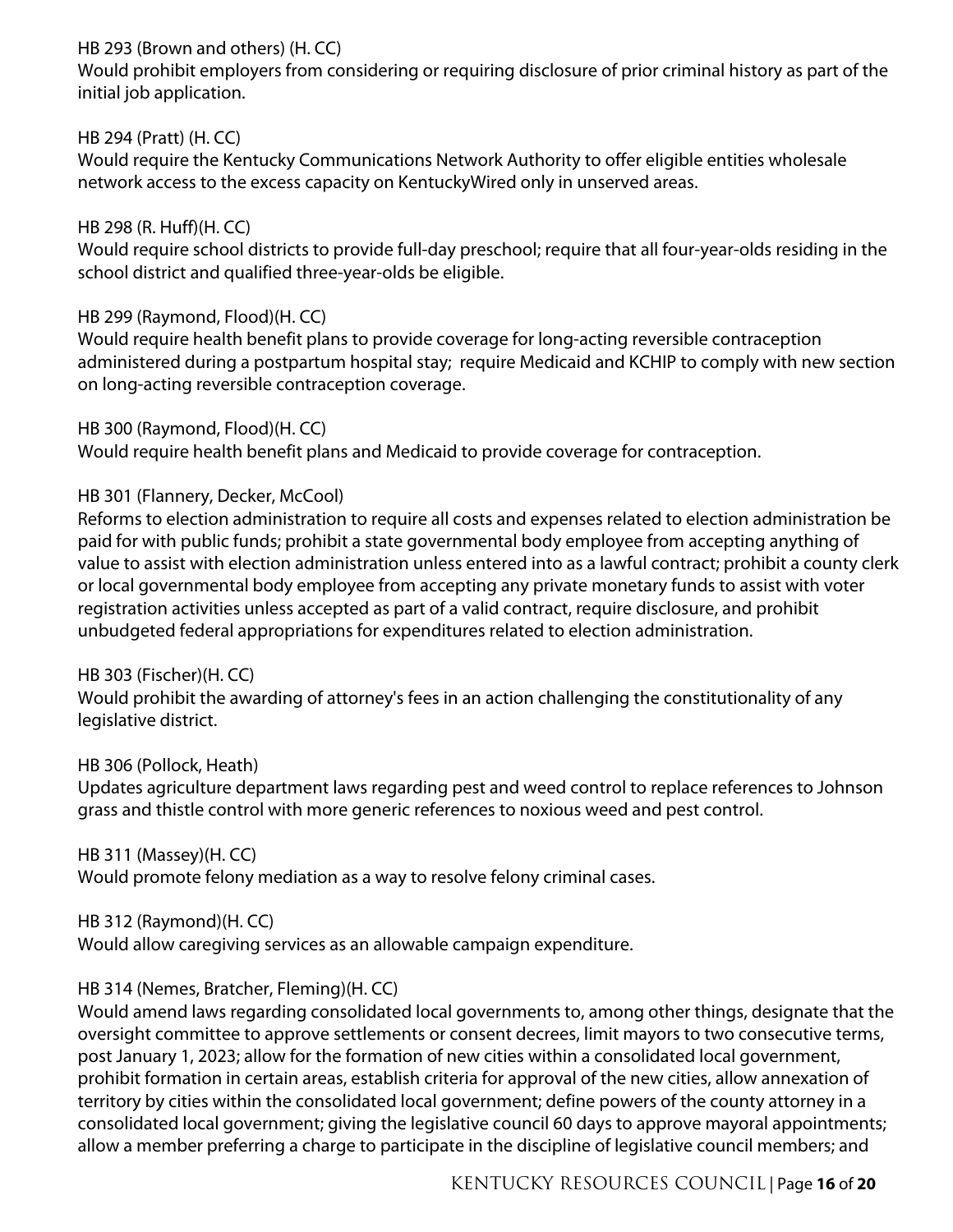HB 293 (Brown and others) (H. CC)
Would prohibit employers from considering or requiring disclosure of prior criminal history as part of the initial job application.

HB 294 (Pratt) (H. CC)
Would require the Kentucky Communications Network Authority to offer eligible entities wholesale network access to the excess capacity on KentuckyWired only in unserved areas.

HB 298 (R. Huff)(H. CC)
Would require school districts to provide full-day preschool; require that all four-year-olds residing in the school district and qualified three-year-olds be eligible.

HB 299 (Raymond, Flood)(H. CC)
Would require health benefit plans to provide coverage for long-acting reversible contraception administered during a postpartum hospital stay; require Medicaid and KCHIP to comply with new section on long-acting reversible contraception coverage.

HB 300 (Raymond, Flood)(H. CC)
Would require health benefit plans and Medicaid to provide coverage for contraception.

HB 301 (Flannery, Decker, McCool)
Reforms to election administration to require all costs and expenses related to election administration be paid for with public funds; prohibit a state governmental body employee from accepting anything of value to assist with election administration unless entered into as a lawful contract; prohibit a county clerk or local governmental body employee from accepting any private monetary funds to assist with voter registration activities unless accepted as part of a valid contract, require disclosure, and prohibit unbudgeted federal appropriations for expenditures related to election administration.

HB 303 (Fischer)(H. CC)
Would prohibit the awarding of attorney's fees in an action challenging the constitutionality of any legislative district.

HB 306 (Pollock, Heath)
Updates agriculture department laws regarding pest and weed control to replace references to Johnson grass and thistle control with more generic references to noxious weed and pest control.

HB 311 (Massey)(H. CC)
Would promote felony mediation as a way to resolve felony criminal cases.

HB 312 (Raymond)(H. CC)
Would allow caregiving services as an allowable campaign expenditure.

HB 314 (Nemes, Bratcher, Fleming)(H. CC)
Would amend laws regarding consolidated local governments to, among other things, designate that the oversight committee to approve settlements or consent decrees, limit mayors to two consecutive terms, post January 1, 2023; allow for the formation of new cities within a consolidated local government, prohibit formation in certain areas, establish criteria for approval of the new cities, allow annexation of territory by cities within the consolidated local government; define powers of the county attorney in a consolidated local government; giving the legislative council 60 days to approve mayoral appointments; allow a member preferring a charge to participate in the discipline of legislative council members; and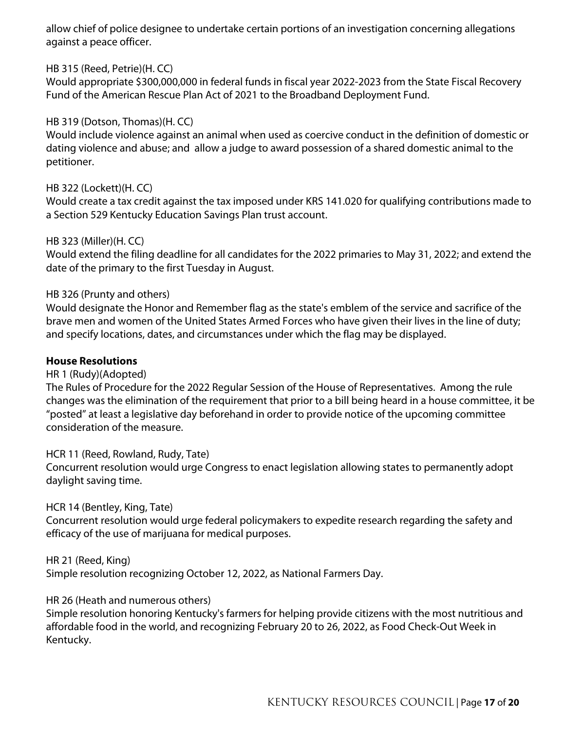allow chief of police designee to undertake certain portions of an investigation concerning allegations against a peace officer.

HB 315 (Reed, Petrie)(H. CC)
Would appropriate $300,000,000 in federal funds in fiscal year 2022-2023 from the State Fiscal Recovery Fund of the American Rescue Plan Act of 2021 to the Broadband Deployment Fund.

HB 319 (Dotson, Thomas)(H. CC)
Would include violence against an animal when used as coercive conduct in the definition of domestic or dating violence and abuse; and allow a judge to award possession of a shared domestic animal to the petitioner.

HB 322 (Lockett)(H. CC)
Would create a tax credit against the tax imposed under KRS 141.020 for qualifying contributions made to a Section 529 Kentucky Education Savings Plan trust account.

HB 323 (Miller)(H. CC)
Would extend the filing deadline for all candidates for the 2022 primaries to May 31, 2022; and extend the date of the primary to the first Tuesday in August.

HB 326 (Prunty and others)
Would designate the Honor and Remember flag as the state's emblem of the service and sacrifice of the brave men and women of the United States Armed Forces who have given their lives in the line of duty; and specify locations, dates, and circumstances under which the flag may be displayed.

**House Resolutions**

HR 1 (Rudy)(Adopted)
The Rules of Procedure for the 2022 Regular Session of the House of Representatives. Among the rule changes was the elimination of the requirement that prior to a bill being heard in a house committee, it be "posted" at least a legislative day beforehand in order to provide notice of the upcoming committee consideration of the measure.

HCR 11 (Reed, Rowland, Rudy, Tate)
Concurrent resolution would urge Congress to enact legislation allowing states to permanently adopt daylight saving time.

HCR 14 (Bentley, King, Tate)
Concurrent resolution would urge federal policymakers to expedite research regarding the safety and efficacy of the use of marijuana for medical purposes.

HR 21 (Reed, King)
Simple resolution recognizing October 12, 2022, as National Farmers Day.

HR 26 (Heath and numerous others)
Simple resolution honoring Kentucky's farmers for helping provide citizens with the most nutritious and affordable food in the world, and recognizing February 20 to 26, 2022, as Food Check-Out Week in Kentucky.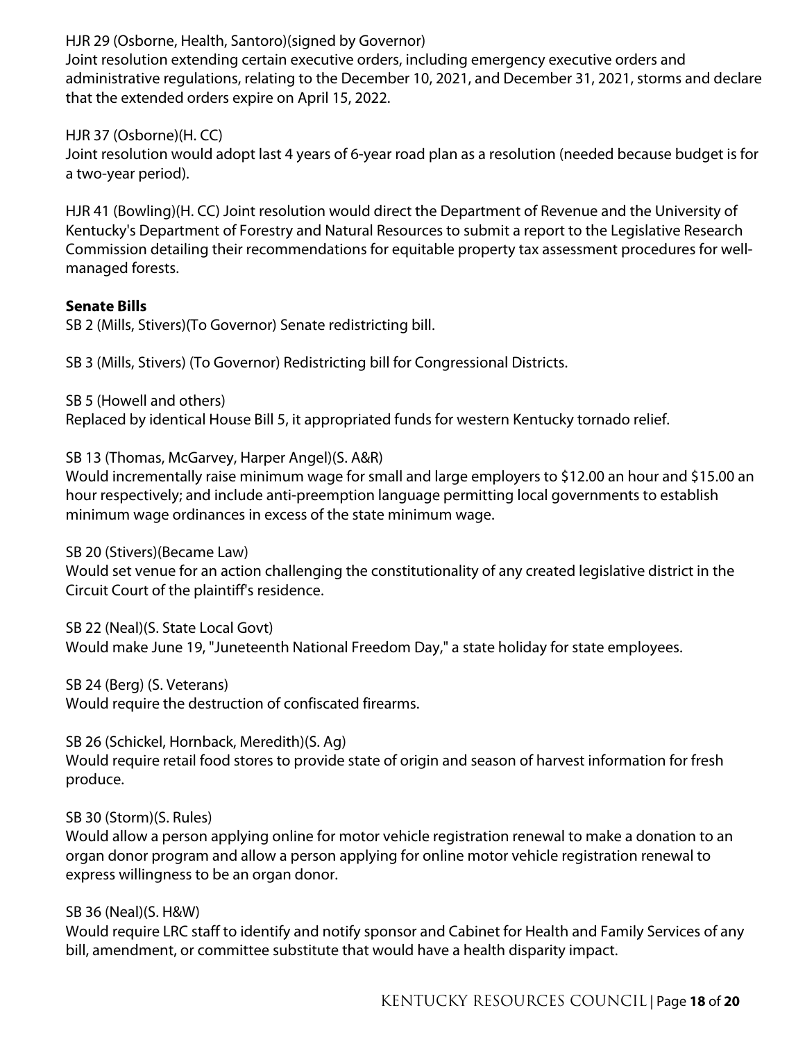HJR 29 (Osborne, Health, Santoro)(signed by Governor)
Joint resolution extending certain executive orders, including emergency executive orders and administrative regulations, relating to the December 10, 2021, and December 31, 2021, storms and declare that the extended orders expire on April 15, 2022.

HJR 37 (Osborne)(H. CC)
Joint resolution would adopt last 4 years of 6-year road plan as a resolution (needed because budget is for a two-year period).

HJR 41 (Bowling)(H. CC) Joint resolution would direct the Department of Revenue and the University of Kentucky's Department of Forestry and Natural Resources to submit a report to the Legislative Research Commission detailing their recommendations for equitable property tax assessment procedures for well-managed forests.

**Senate Bills**

SB 2 (Mills, Stivers)(To Governor) Senate redistricting bill.

SB 3 (Mills, Stivers) (To Governor) Redistricting bill for Congressional Districts.

SB 5 (Howell and others)
Replaced by identical House Bill 5, it appropriated funds for western Kentucky tornado relief.

SB 13 (Thomas, McGarvey, Harper Angel)(S. A&R)
Would incrementally raise minimum wage for small and large employers to $12.00 an hour and $15.00 an hour respectively; and include anti-preemption language permitting local governments to establish minimum wage ordinances in excess of the state minimum wage.

SB 20 (Stivers)(Became Law)
Would set venue for an action challenging the constitutionality of any created legislative district in the Circuit Court of the plaintiff's residence.

SB 22 (Neal)(S. State Local Govt)
Would make June 19, "Juneteenth National Freedom Day," a state holiday for state employees.

SB 24 (Berg) (S. Veterans)
Would require the destruction of confiscated firearms.

SB 26 (Schickel, Hornback, Meredith)(S. Ag)
Would require retail food stores to provide state of origin and season of harvest information for fresh produce.

SB 30 (Storm)(S. Rules)
Would allow a person applying online for motor vehicle registration renewal to make a donation to an organ donor program and allow a person applying for online motor vehicle registration renewal to express willingness to be an organ donor.

SB 36 (Neal)(S. H&W)
Would require LRC staff to identify and notify sponsor and Cabinet for Health and Family Services of any bill, amendment, or committee substitute that would have a health disparity impact.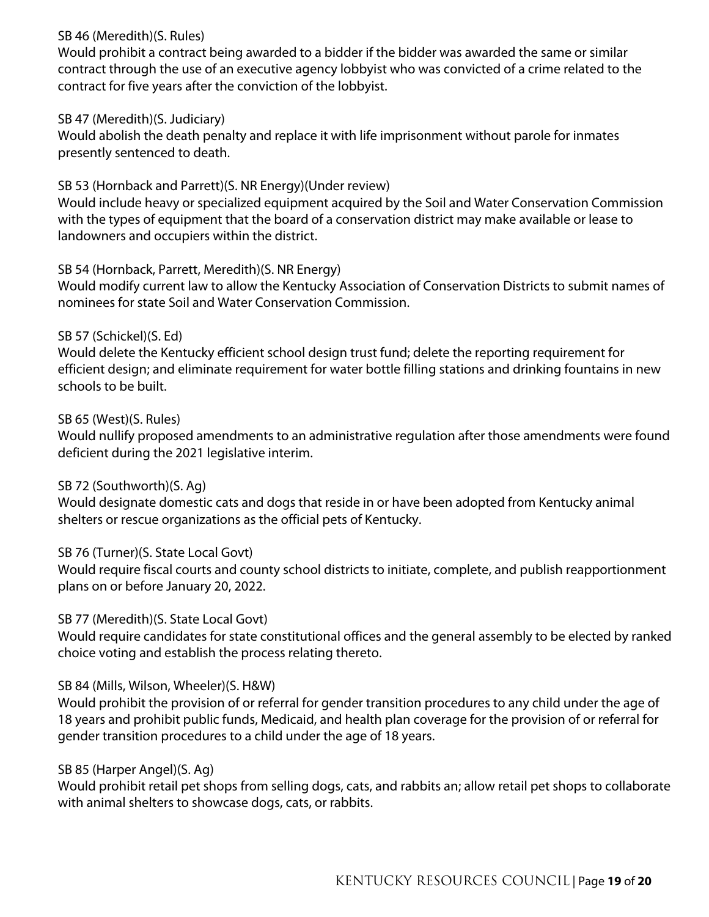SB 46 (Meredith)(S. Rules)
Would prohibit a contract being awarded to a bidder if the bidder was awarded the same or similar contract through the use of an executive agency lobbyist who was convicted of a crime related to the contract for five years after the conviction of the lobbyist.

SB 47 (Meredith)(S. Judiciary)
Would abolish the death penalty and replace it with life imprisonment without parole for inmates presently sentenced to death.

SB 53 (Hornback and Parrett)(S. NR Energy)(Under review)
Would include heavy or specialized equipment acquired by the Soil and Water Conservation Commission with the types of equipment that the board of a conservation district may make available or lease to landowners and occupiers within the district.

SB 54 (Hornback, Parrett, Meredith)(S. NR Energy)
Would modify current law to allow the Kentucky Association of Conservation Districts to submit names of nominees for state Soil and Water Conservation Commission.

SB 57 (Schickel)(S. Ed)
Would delete the Kentucky efficient school design trust fund; delete the reporting requirement for efficient design; and eliminate requirement for water bottle filling stations and drinking fountains in new schools to be built.

SB 65 (West)(S. Rules)
Would nullify proposed amendments to an administrative regulation after those amendments were found deficient during the 2021 legislative interim.

SB 72 (Southworth)(S. Ag)
Would designate domestic cats and dogs that reside in or have been adopted from Kentucky animal shelters or rescue organizations as the official pets of Kentucky.

SB 76 (Turner)(S. State Local Govt)
Would require fiscal courts and county school districts to initiate, complete, and publish reapportionment plans on or before January 20, 2022.

SB 77 (Meredith)(S. State Local Govt)
Would require candidates for state constitutional offices and the general assembly to be elected by ranked choice voting and establish the process relating thereto.

SB 84 (Mills, Wilson, Wheeler)(S. H&W)
Would prohibit the provision of or referral for gender transition procedures to any child under the age of 18 years and prohibit public funds, Medicaid, and health plan coverage for the provision of or referral for gender transition procedures to a child under the age of 18 years.

SB 85 (Harper Angel)(S. Ag)
Would prohibit retail pet shops from selling dogs, cats, and rabbits an; allow retail pet shops to collaborate with animal shelters to showcase dogs, cats, or rabbits.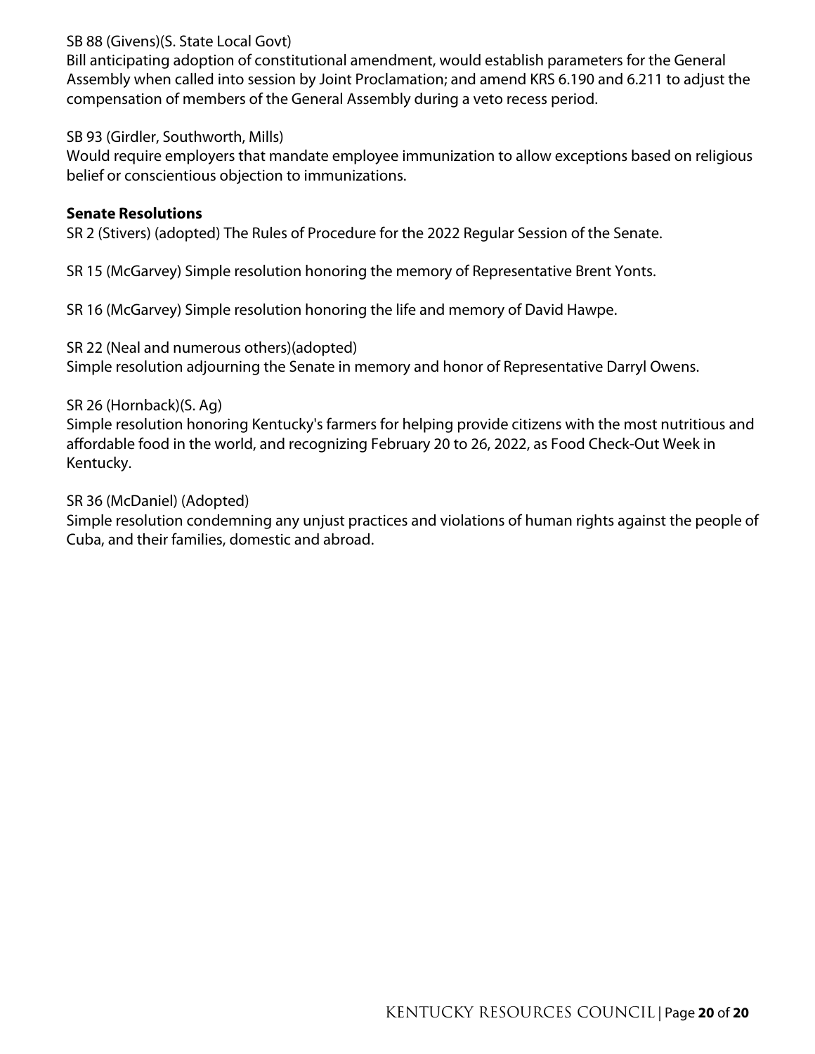SB 88 (Givens)(S. State Local Govt)
Bill anticipating adoption of constitutional amendment, would establish parameters for the General Assembly when called into session by Joint Proclamation; and amend KRS 6.190 and 6.211 to adjust the compensation of members of the General Assembly during a veto recess period.

SB 93 (Girdler, Southworth, Mills)
Would require employers that mandate employee immunization to allow exceptions based on religious belief or conscientious objection to immunizations.

**Senate Resolutions**

SR 2 (Stivers) (adopted) The Rules of Procedure for the 2022 Regular Session of the Senate.

SR 15 (McGarvey) Simple resolution honoring the memory of Representative Brent Yonts.

SR 16 (McGarvey) Simple resolution honoring the life and memory of David Hawpe.

SR 22 (Neal and numerous others)(adopted)
Simple resolution adjourning the Senate in memory and honor of Representative Darryl Owens.

SR 26 (Hornback)(S. Ag)
Simple resolution honoring Kentucky's farmers for helping provide citizens with the most nutritious and affordable food in the world, and recognizing February 20 to 26, 2022, as Food Check-Out Week in Kentucky.

SR 36 (McDaniel) (Adopted)
Simple resolution condemning any unjust practices and violations of human rights against the people of Cuba, and their families, domestic and abroad.